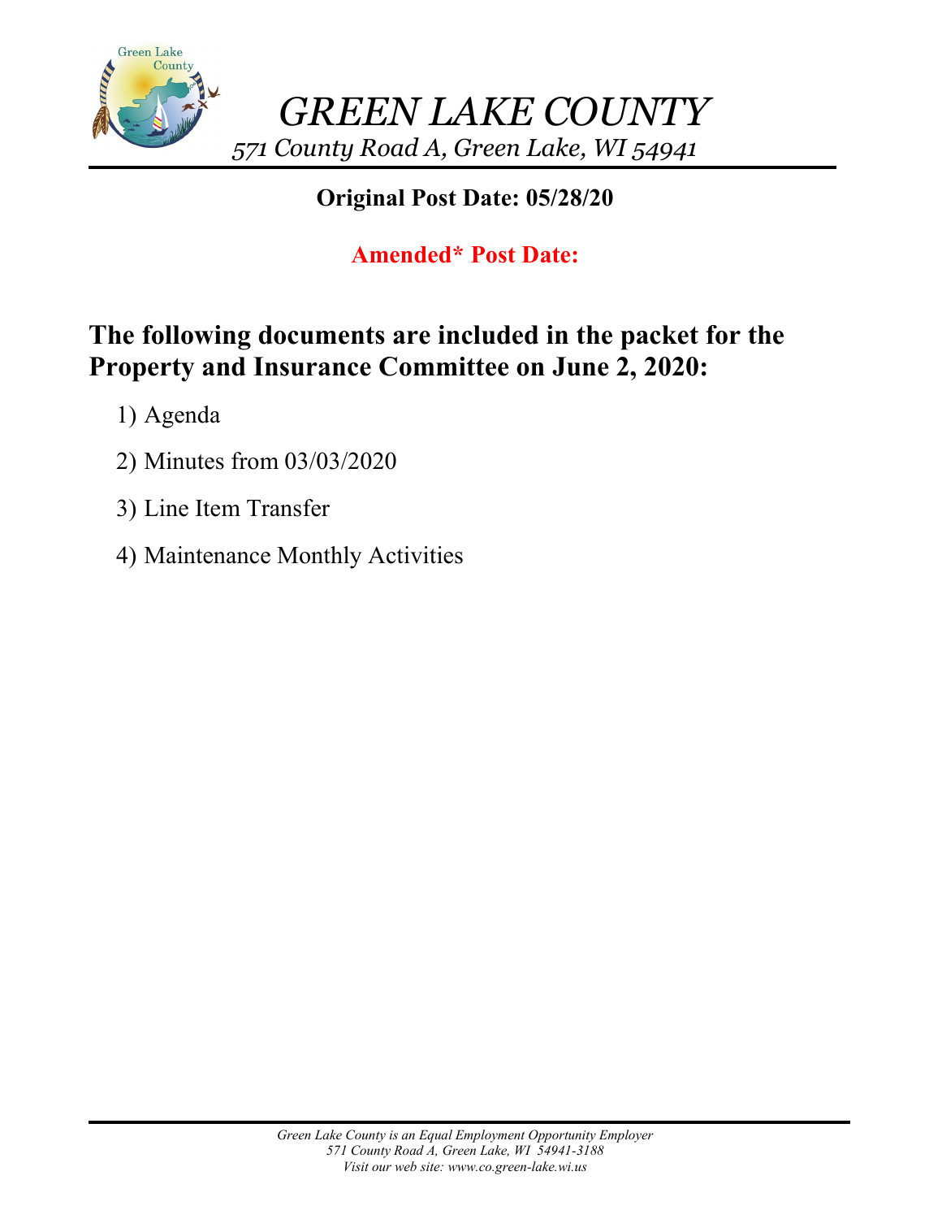# *GREEN LAKE COUNTY*

*571 County Road A, Green Lake, WI 54941*

**Original Post Date: 05/28/20**

**Amended* Post Date:**

## The following documents are included in the packet for the Property and Insurance Committee on June 2, 2020:

1) Agenda
2) Minutes from 03/03/2020
3) Line Item Transfer
4) Maintenance Monthly Activities

*Green Lake County is an Equal Employment Opportunity Employer*
*571 County Road A, Green Lake, WI 54941-3188*
*Visit our web site: www.co.green-lake.wi.us*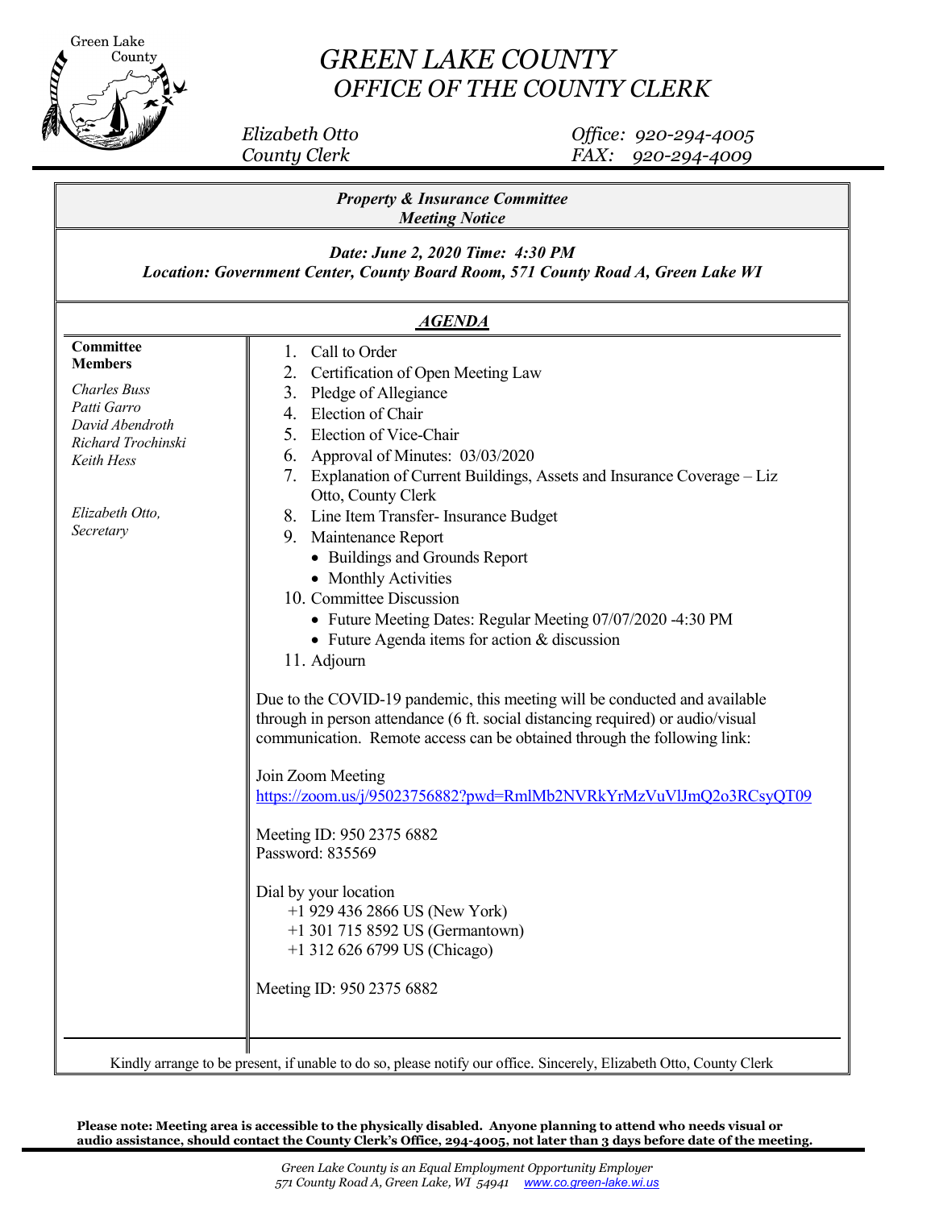# GREEN LAKE COUNTY
## OFFICE OF THE COUNTY CLERK

*Elizabeth Otto*
*County Clerk*

*Office: 920-294-4005*
*FAX: 920-294-4009*

***Property & Insurance Committee***
***Meeting Notice***

***Date: June 2, 2020 Time: 4:30 PM***
***Location: Government Center, County Board Room, 571 County Road A, Green Lake WI***

## *AGENDA*

**Committee Members**

*Charles Buss*
*Patti Garro*
*David Abendroth*
*Richard Trochinski*
*Keith Hess*

*Elizabeth Otto, Secretary*

1. Call to Order
2. Certification of Open Meeting Law
3. Pledge of Allegiance
4. Election of Chair
5. Election of Vice-Chair
6. Approval of Minutes: 03/03/2020
7. Explanation of Current Buildings, Assets and Insurance Coverage – Liz Otto, County Clerk
8. Line Item Transfer- Insurance Budget
9. Maintenance Report
   - Buildings and Grounds Report
   - Monthly Activities
10. Committee Discussion
    - Future Meeting Dates: Regular Meeting 07/07/2020 -4:30 PM
    - Future Agenda items for action & discussion
11. Adjourn

Due to the COVID-19 pandemic, this meeting will be conducted and available through in person attendance (6 ft. social distancing required) or audio/visual communication. Remote access can be obtained through the following link:

Join Zoom Meeting
https://zoom.us/j/95023756882?pwd=RmlMb2NVRkYrMzVuVlJmQ2o3RCsyQT09

Meeting ID: 950 2375 6882
Password: 835569

Dial by your location
+1 929 436 2866 US (New York)
+1 301 715 8592 US (Germantown)
+1 312 626 6799 US (Chicago)

Meeting ID: 950 2375 6882

Kindly arrange to be present, if unable to do so, please notify our office. Sincerely, Elizabeth Otto, County Clerk

**Please note: Meeting area is accessible to the physically disabled. Anyone planning to attend who needs visual or audio assistance, should contact the County Clerk's Office, 294-4005, not later than 3 days before date of the meeting.**

*Green Lake County is an Equal Employment Opportunity Employer*
*571 County Road A, Green Lake, WI 54941 www.co.green-lake.wi.us*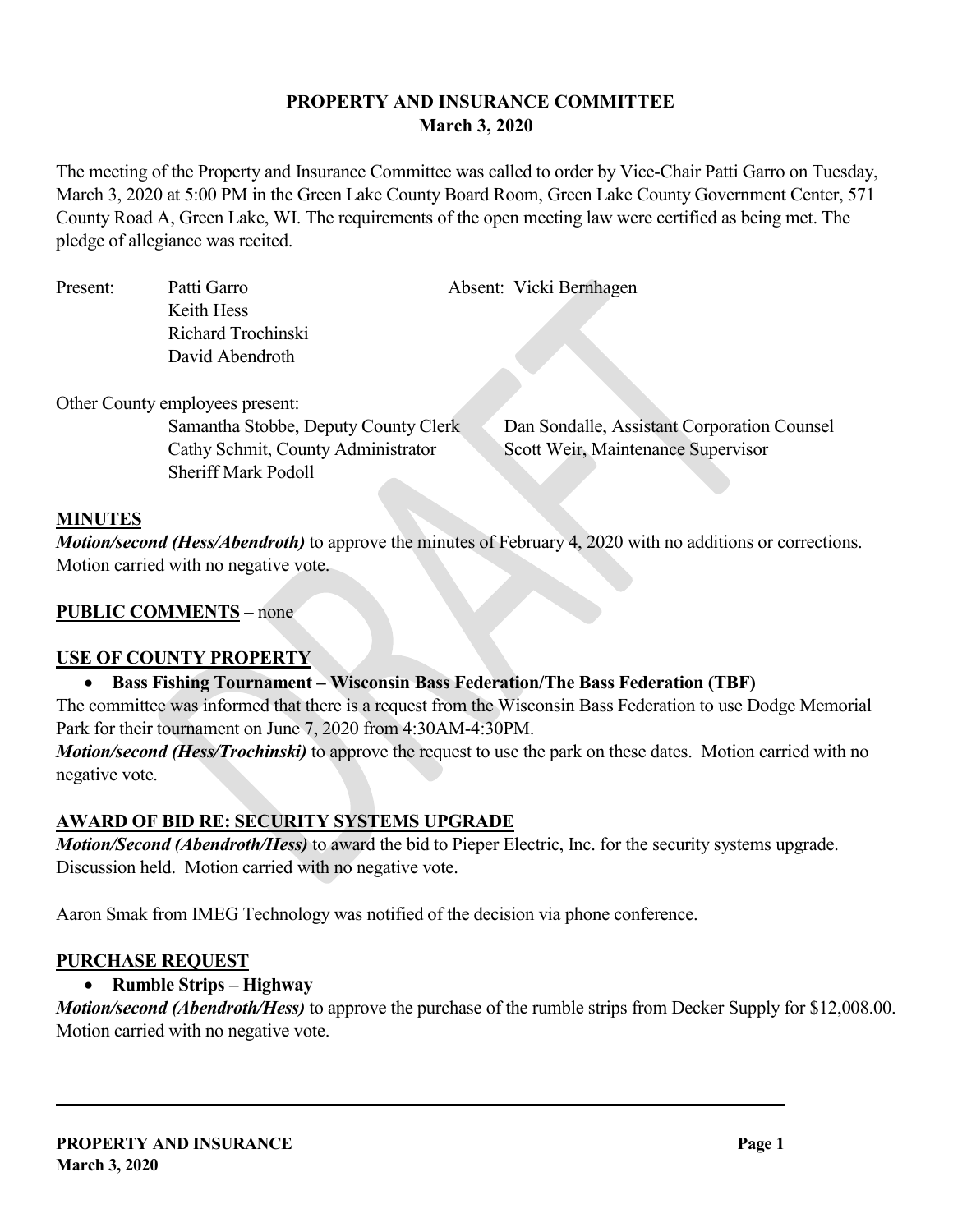**PROPERTY AND INSURANCE COMMITTEE**
**March 3, 2020**

The meeting of the Property and Insurance Committee was called to order by Vice-Chair Patti Garro on Tuesday, March 3, 2020 at 5:00 PM in the Green Lake County Board Room, Green Lake County Government Center, 571 County Road A, Green Lake, WI. The requirements of the open meeting law were certified as being met. The pledge of allegiance was recited.

| Present: | Patti Garro | Absent: Vicki Bernhagen |
|---|---|---|
| | Keith Hess | |
| | Richard Trochinski | |
| | David Abendroth | |

Other County employees present:

| | |
|---|---|
| Samantha Stobbe, Deputy County Clerk | Dan Sondalle, Assistant Corporation Counsel |
| Cathy Schmit, County Administrator | Scott Weir, Maintenance Supervisor |
| Sheriff Mark Podoll | |

**MINUTES**

***Motion/second (Hess/Abendroth)*** to approve the minutes of February 4, 2020 with no additions or corrections. Motion carried with no negative vote.

**PUBLIC COMMENTS** – none

**USE OF COUNTY PROPERTY**

- **Bass Fishing Tournament – Wisconsin Bass Federation/The Bass Federation (TBF)**

The committee was informed that there is a request from the Wisconsin Bass Federation to use Dodge Memorial Park for their tournament on June 7, 2020 from 4:30AM-4:30PM.

***Motion/second (Hess/Trochinski)*** to approve the request to use the park on these dates. Motion carried with no negative vote.

**AWARD OF BID RE: SECURITY SYSTEMS UPGRADE**

***Motion/Second (Abendroth/Hess)*** to award the bid to Pieper Electric, Inc. for the security systems upgrade. Discussion held. Motion carried with no negative vote.

Aaron Smak from IMEG Technology was notified of the decision via phone conference.

**PURCHASE REQUEST**

- **Rumble Strips – Highway**

***Motion/second (Abendroth/Hess)*** to approve the purchase of the rumble strips from Decker Supply for $12,008.00. Motion carried with no negative vote.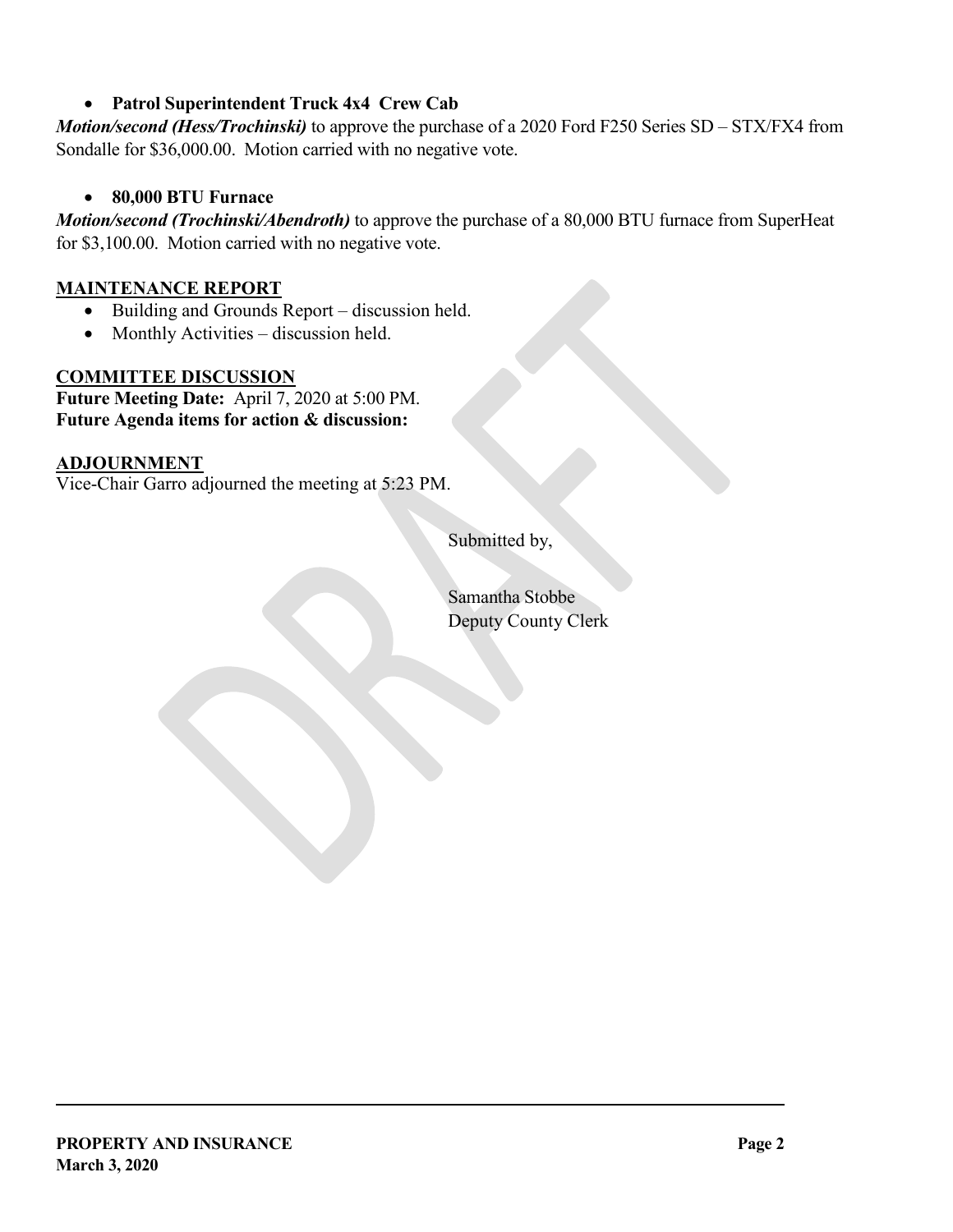- **Patrol Superintendent Truck 4x4 Crew Cab**

***Motion/second (Hess/Trochinski)*** to approve the purchase of a 2020 Ford F250 Series SD – STX/FX4 from Sondalle for $36,000.00. Motion carried with no negative vote.

- **80,000 BTU Furnace**

***Motion/second (Trochinski/Abendroth)*** to approve the purchase of a 80,000 BTU furnace from SuperHeat for $3,100.00. Motion carried with no negative vote.

**MAINTENANCE REPORT**

- Building and Grounds Report – discussion held.
- Monthly Activities – discussion held.

**COMMITTEE DISCUSSION**

**Future Meeting Date:** April 7, 2020 at 5:00 PM.
**Future Agenda items for action & discussion:**

**ADJOURNMENT**

Vice-Chair Garro adjourned the meeting at 5:23 PM.

Submitted by,

Samantha Stobbe
Deputy County Clerk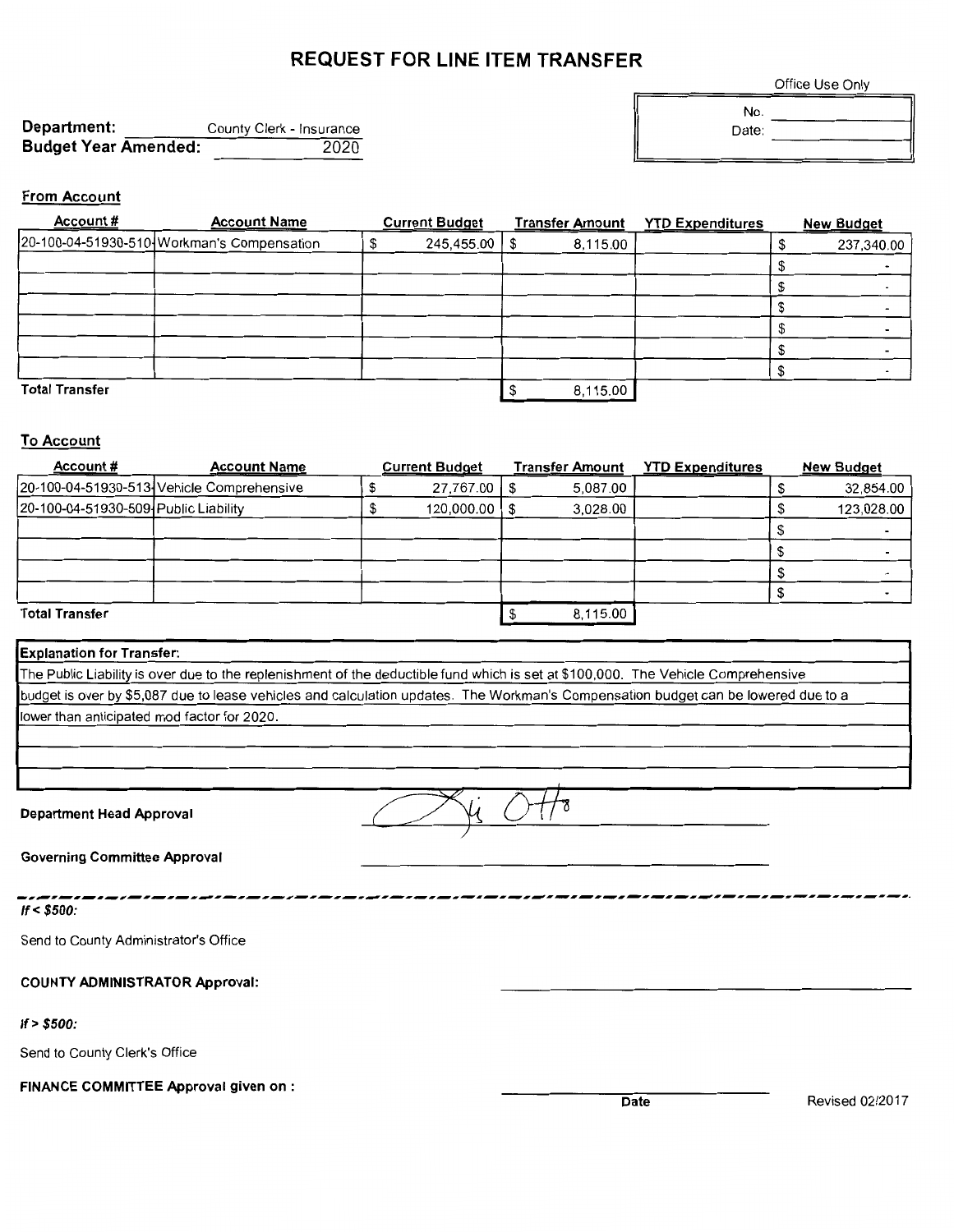# REQUEST FOR LINE ITEM TRANSFER

Office Use Only

No. ______
Date: ______

**Department:** County Clerk - Insurance
**Budget Year Amended:** 2020

**From Account**

| Account # | Account Name | Current Budget | Transfer Amount | YTD Expenditures | New Budget |
|---|---|---|---|---|---|
| 20-100-04-51930-510 | Workman's Compensation | $ 245,455.00 | $ 8,115.00 | | $ 237,340.00 |
| | | | | | $ - |
| | | | | | $ - |
| | | | | | $ - |
| | | | | | $ - |
| | | | | | $ - |
| | | | | | $ - |
| **Total Transfer** | | | $ 8,115.00 | | |

**To Account**

| Account # | Account Name | Current Budget | Transfer Amount | YTD Expenditures | New Budget |
|---|---|---|---|---|---|
| 20-100-04-51930-513 | Vehicle Comprehensive | $ 27,767.00 | $ 5,087.00 | | $ 32,854.00 |
| 20-100-04-51930-509 | Public Liability | $ 120,000.00 | $ 3,028.00 | | $ 123,028.00 |
| | | | | | $ - |
| | | | | | $ - |
| | | | | | $ - |
| | | | | | $ - |
| **Total Transfer** | | | $ 8,115.00 | | |

**Explanation for Transfer:**
The Public Liability is over due to the replenishment of the deductible fund which is set at $100,000. The Vehicle Comprehensive budget is over by $5,087 due to lease vehicles and calculation updates. The Workman's Compensation budget can be lowered due to a lower than anticipated mod factor for 2020.

**Department Head Approval** Ki Otto

**Governing Committee Approval** ______________________

*If < $500:*

Send to County Administrator's Office

**COUNTY ADMINISTRATOR Approval:** ______________________

***If > $500:***

Send to County Clerk's Office

**FINANCE COMMITTEE Approval given on :** ______________________
Date

Revised 02/2017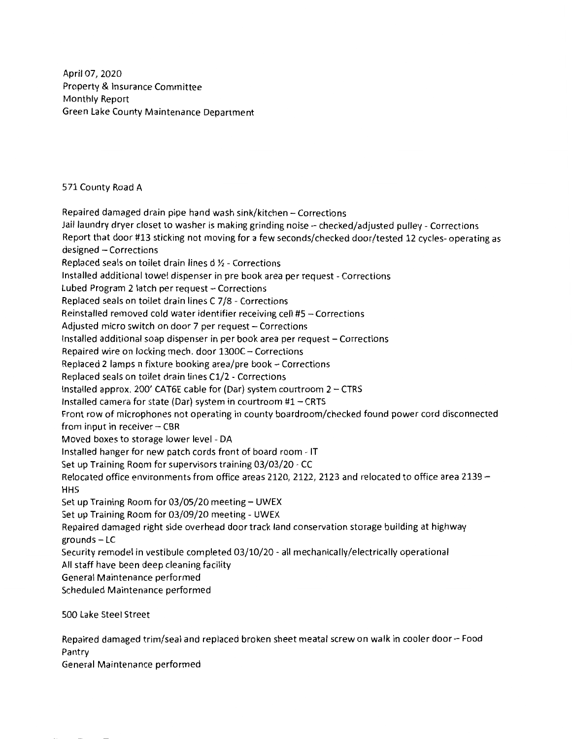April 07, 2020
Property & Insurance Committee
Monthly Report
Green Lake County Maintenance Department

571 County Road A

Repaired damaged drain pipe hand wash sink/kitchen – Corrections
Jail laundry dryer closet to washer is making grinding noise – checked/adjusted pulley - Corrections
Report that door #13 sticking not moving for a few seconds/checked door/tested 12 cycles- operating as designed – Corrections
Replaced seals on toilet drain lines d ½ - Corrections
Installed additional towel dispenser in pre book area per request - Corrections
Lubed Program 2 latch per request – Corrections
Replaced seals on toilet drain lines C 7/8 - Corrections
Reinstalled removed cold water identifier receiving cell #5 – Corrections
Adjusted micro switch on door 7 per request – Corrections
Installed additional soap dispenser in per book area per request – Corrections
Repaired wire on locking mech. door 1300C – Corrections
Replaced 2 lamps n fixture booking area/pre book – Corrections
Replaced seals on toilet drain lines C1/2 - Corrections
Installed approx. 200' CAT6E cable for (Dar) system courtroom 2 – CTRS
Installed camera for state (Dar) system in courtroom #1 – CRTS
Front row of microphones not operating in county boardroom/checked found power cord disconnected from input in receiver – CBR
Moved boxes to storage lower level - DA
Installed hanger for new patch cords front of board room - IT
Set up Training Room for supervisors training 03/03/20 - CC
Relocated office environments from office areas 2120, 2122, 2123 and relocated to office area 2139 – HHS
Set up Training Room for 03/05/20 meeting – UWEX
Set up Training Room for 03/09/20 meeting - UWEX
Repaired damaged right side overhead door track land conservation storage building at highway grounds – LC
Security remodel in vestibule completed 03/10/20 - all mechanically/electrically operational
All staff have been deep cleaning facility
General Maintenance performed
Scheduled Maintenance performed

500 Lake Steel Street

Repaired damaged trim/seal and replaced broken sheet meatal screw on walk in cooler door – Food Pantry
General Maintenance performed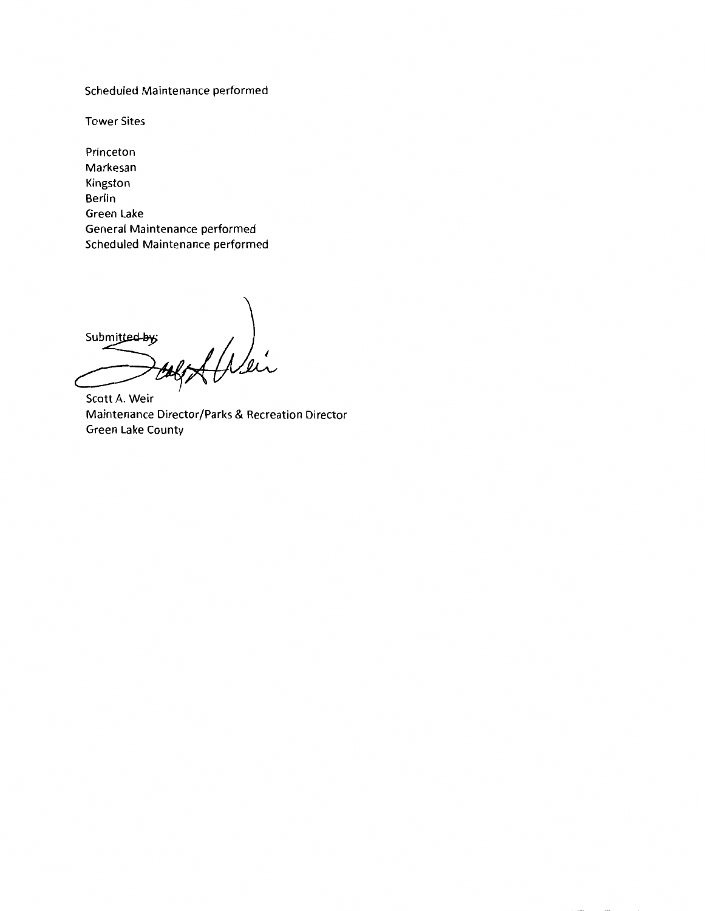Scheduled Maintenance performed

Tower Sites

Princeton
Markesan
Kingston
Berlin
Green Lake
General Maintenance performed
Scheduled Maintenance performed

Submitted by:

Scott A. Weir
Maintenance Director/Parks & Recreation Director
Green Lake County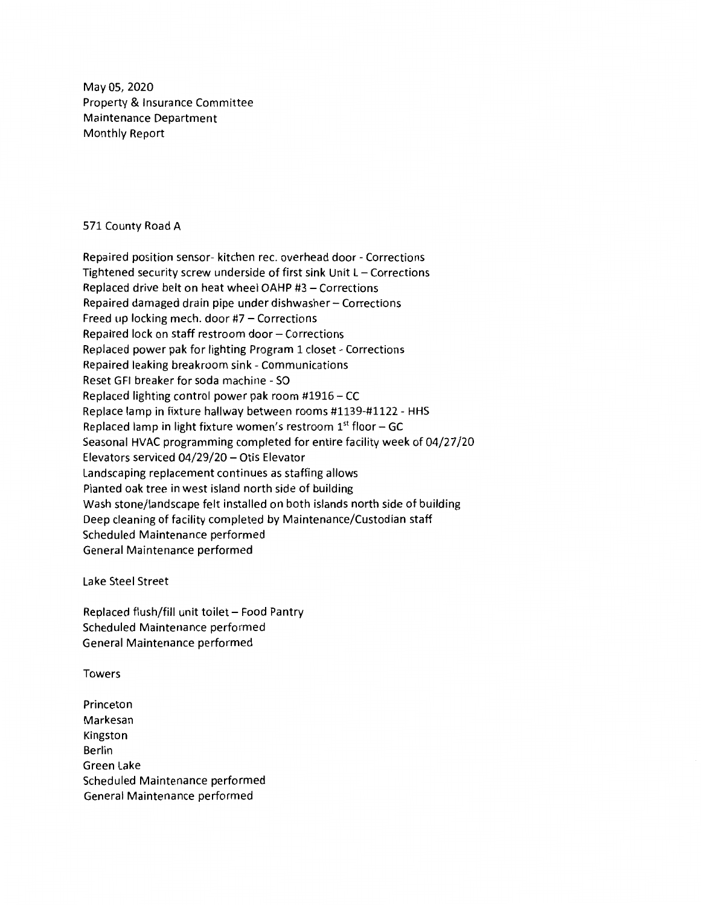May 05, 2020
Property & Insurance Committee
Maintenance Department
Monthly Report

571 County Road A

Repaired position sensor- kitchen rec. overhead door - Corrections
Tightened security screw underside of first sink Unit L – Corrections
Replaced drive belt on heat wheel OAHP #3 – Corrections
Repaired damaged drain pipe under dishwasher – Corrections
Freed up locking mech. door #7 – Corrections
Repaired lock on staff restroom door – Corrections
Replaced power pak for lighting Program 1 closet - Corrections
Repaired leaking breakroom sink - Communications
Reset GFI breaker for soda machine - SO
Replaced lighting control power pak room #1916 – CC
Replace lamp in fixture hallway between rooms #1139-#1122 - HHS
Replaced lamp in light fixture women's restroom 1st floor – GC
Seasonal HVAC programming completed for entire facility week of 04/27/20
Elevators serviced 04/29/20 – Otis Elevator
Landscaping replacement continues as staffing allows
Planted oak tree in west island north side of building
Wash stone/landscape felt installed on both islands north side of building
Deep cleaning of facility completed by Maintenance/Custodian staff
Scheduled Maintenance performed
General Maintenance performed

Lake Steel Street

Replaced flush/fill unit toilet – Food Pantry
Scheduled Maintenance performed
General Maintenance performed

Towers

Princeton
Markesan
Kingston
Berlin
Green Lake
Scheduled Maintenance performed
General Maintenance performed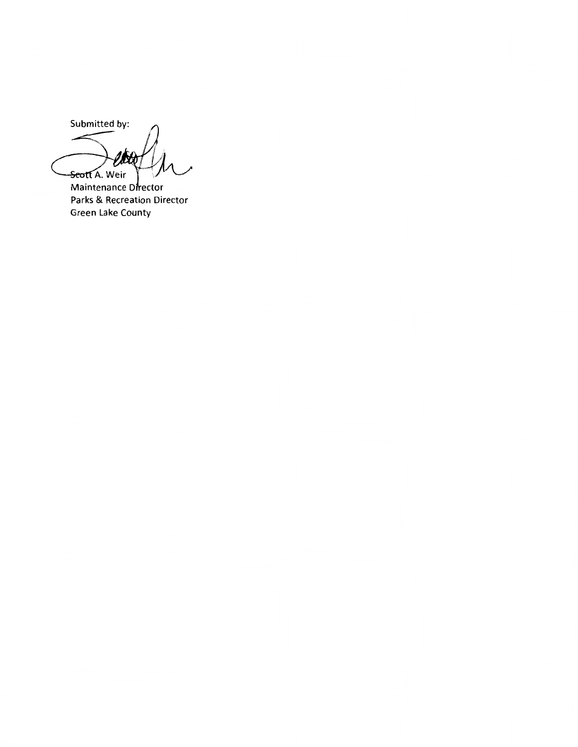Submitted by:

Scott A. Weir
Maintenance Director
Parks & Recreation Director
Green Lake County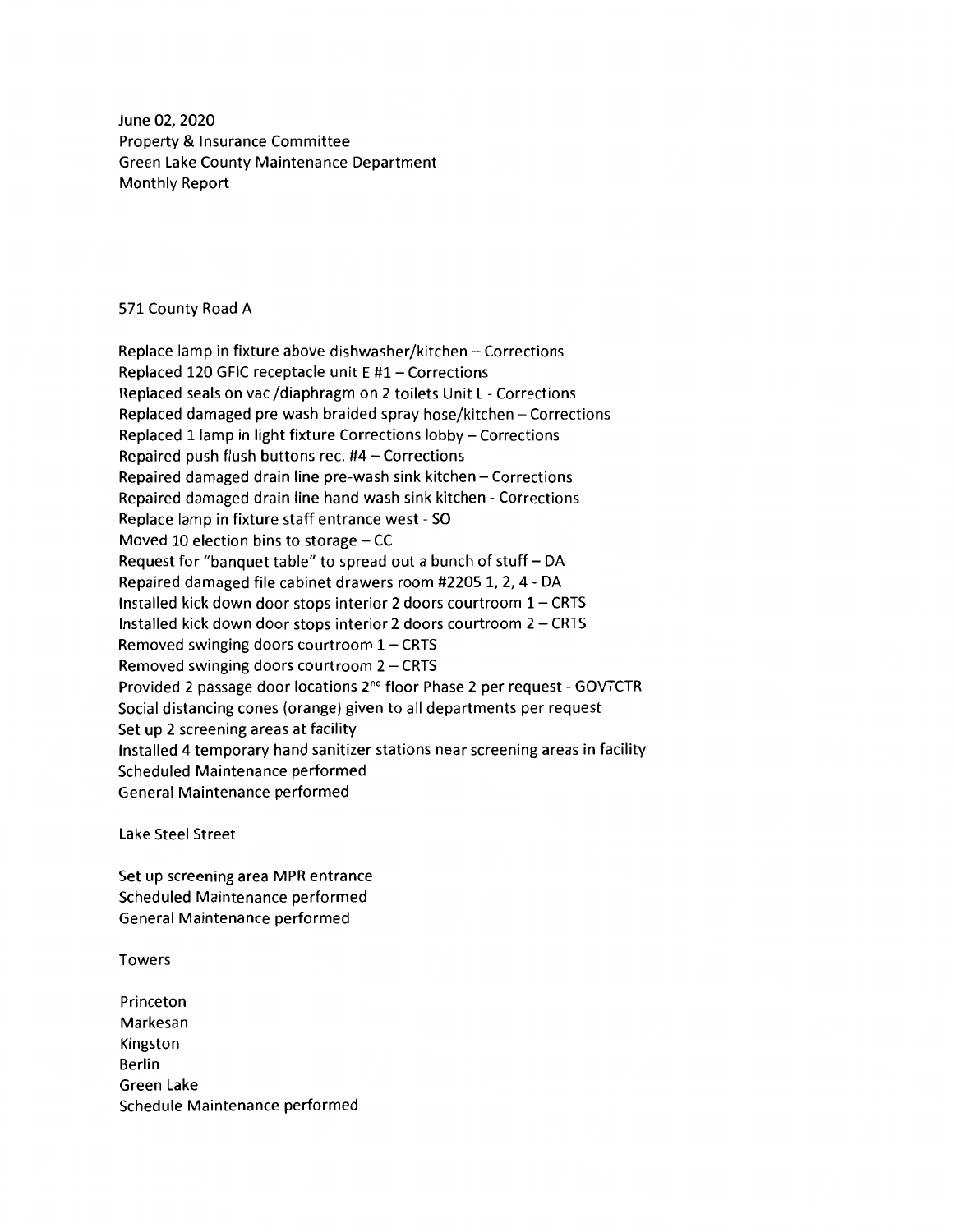June 02, 2020
Property & Insurance Committee
Green Lake County Maintenance Department
Monthly Report

571 County Road A

Replace lamp in fixture above dishwasher/kitchen – Corrections
Replaced 120 GFIC receptacle unit E #1 – Corrections
Replaced seals on vac /diaphragm on 2 toilets Unit L - Corrections
Replaced damaged pre wash braided spray hose/kitchen – Corrections
Replaced 1 lamp in light fixture Corrections lobby – Corrections
Repaired push flush buttons rec. #4 – Corrections
Repaired damaged drain line pre-wash sink kitchen – Corrections
Repaired damaged drain line hand wash sink kitchen - Corrections
Replace lamp in fixture staff entrance west - SO
Moved 10 election bins to storage – CC
Request for "banquet table" to spread out a bunch of stuff – DA
Repaired damaged file cabinet drawers room #2205 1, 2, 4 - DA
Installed kick down door stops interior 2 doors courtroom 1 – CRTS
Installed kick down door stops interior 2 doors courtroom 2 – CRTS
Removed swinging doors courtroom 1 – CRTS
Removed swinging doors courtroom 2 – CRTS
Provided 2 passage door locations 2nd floor Phase 2 per request - GOVTCTR
Social distancing cones (orange) given to all departments per request
Set up 2 screening areas at facility
Installed 4 temporary hand sanitizer stations near screening areas in facility
Scheduled Maintenance performed
General Maintenance performed

Lake Steel Street

Set up screening area MPR entrance
Scheduled Maintenance performed
General Maintenance performed

Towers

Princeton
Markesan
Kingston
Berlin
Green Lake
Schedule Maintenance performed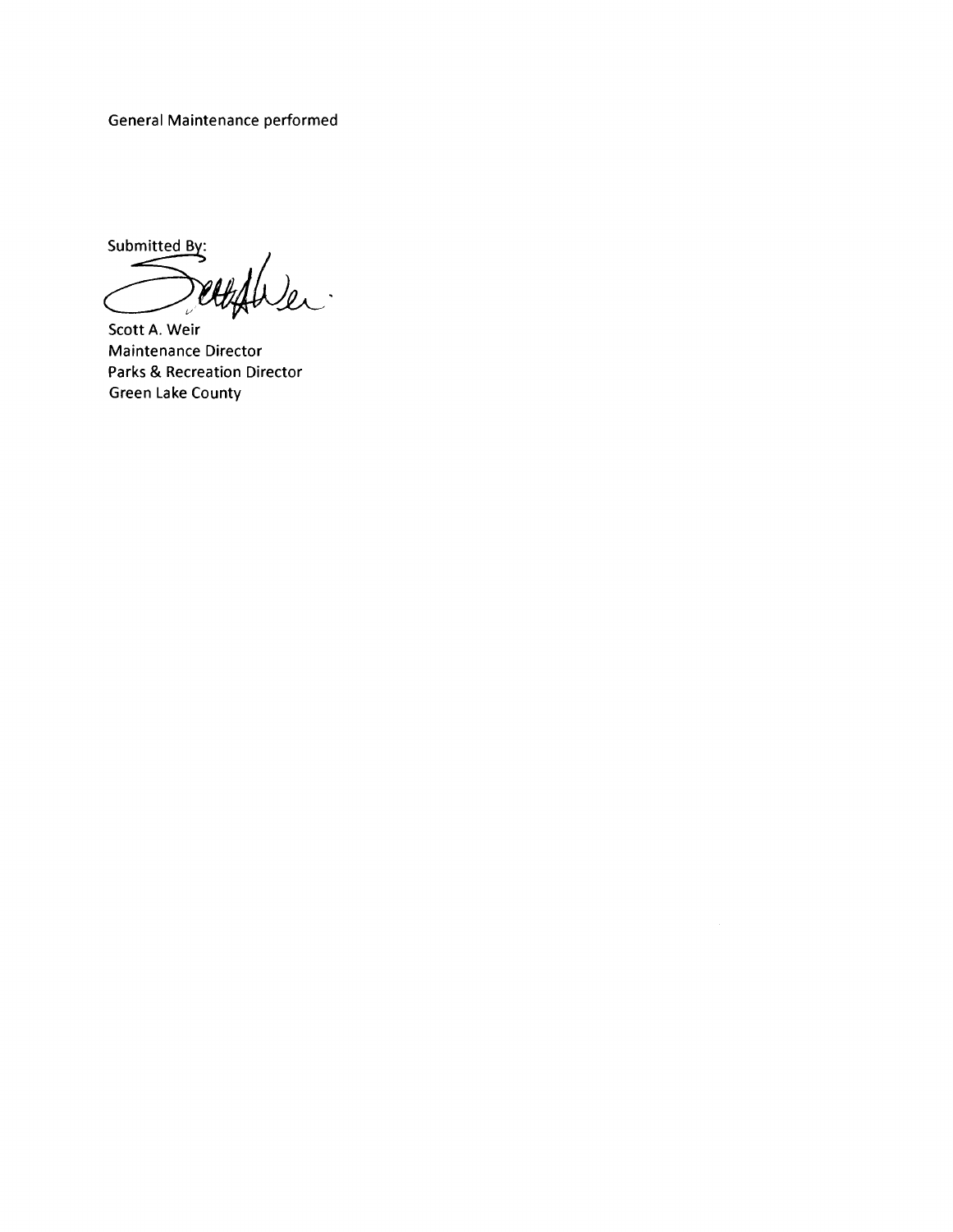General Maintenance performed

Submitted By:

Scott A. Weir
Maintenance Director
Parks & Recreation Director
Green Lake County